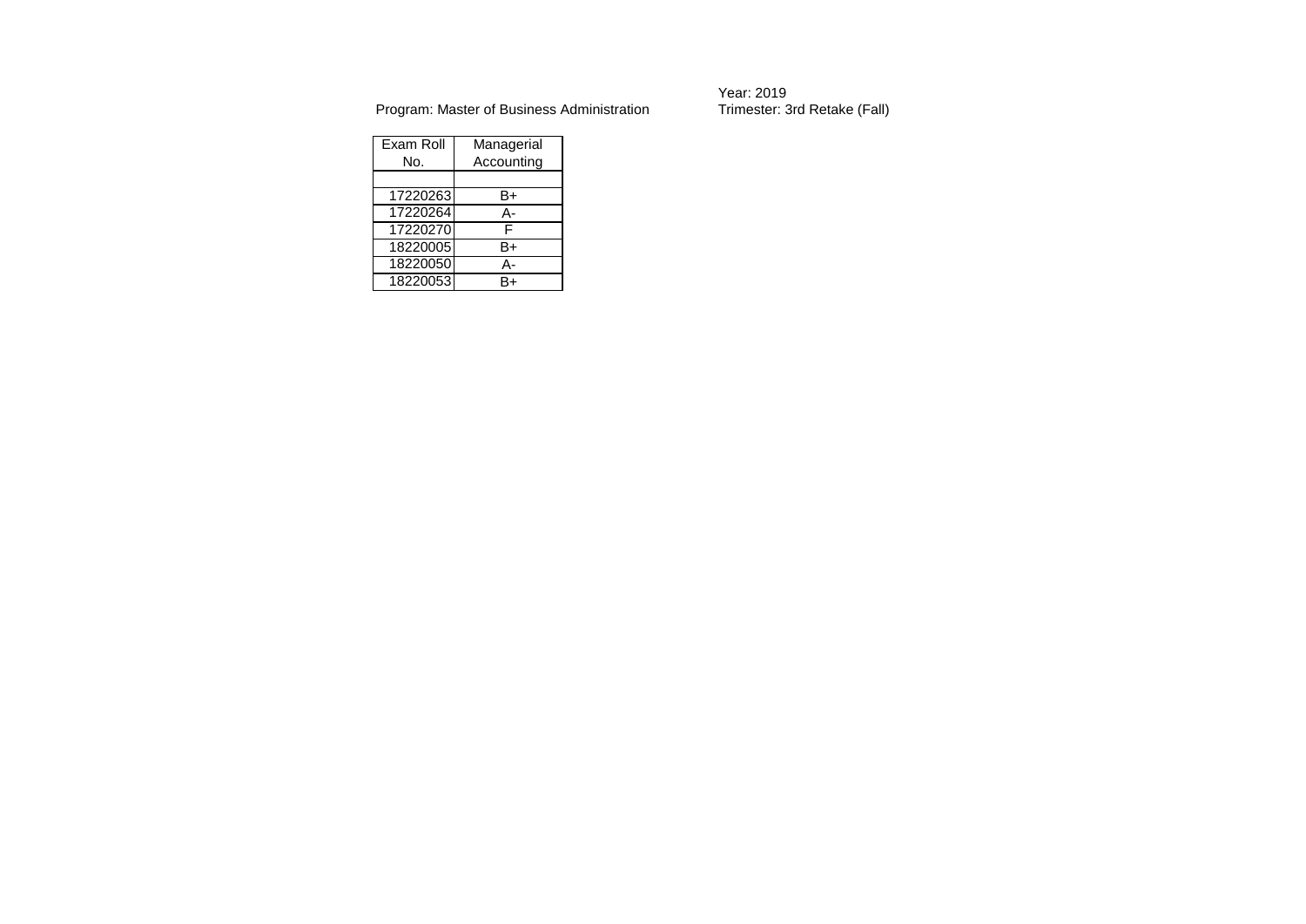Year: 2019

Program: Master of Business Administration

Trimester: 3rd Retake (Fall)

| Exam Roll No. | Managerial Accounting |
|---|---|
| | |
| 17220263 | B+ |
| 17220264 | A- |
| 17220270 | F |
| 18220005 | B+ |
| 18220050 | A- |
| 18220053 | B+ |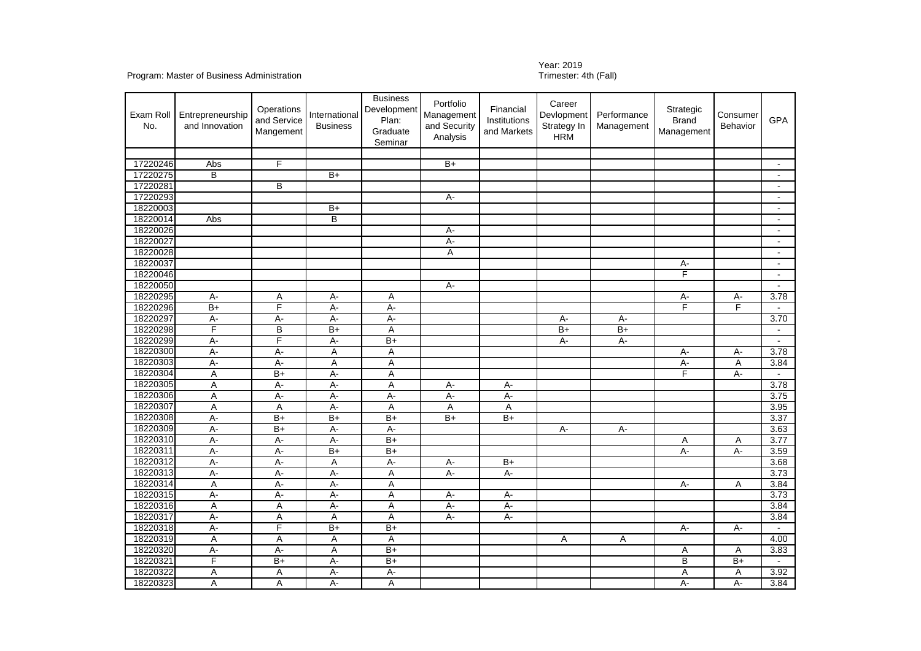Program: Master of Business Administration

Year: 2019
Trimester: 4th (Fall)

| Exam Roll No. | Entrepreneurship and Innovation | Operations and Service Mangement | International Business | Business Development Plan: Graduate Seminar | Portfolio Management and Security Analysis | Financial Institutions and Markets | Career Devlopment Strategy In HRM | Performance Management | Strategic Brand Management | Consumer Behavior | GPA |
|---|---|---|---|---|---|---|---|---|---|---|---|
| 17220246 | Abs | F | | | B+ | | | | | | - |
| 17220275 | B | | B+ | | | | | | | | - |
| 17220281 | | B | | | | | | | | | - |
| 17220293 | | | | | A- | | | | | | - |
| 18220003 | | | B+ | | | | | | | | - |
| 18220014 | Abs | | B | | | | | | | | - |
| 18220026 | | | | | A- | | | | | | - |
| 18220027 | | | | | A- | | | | | | - |
| 18220028 | | | | | A | | | | | | - |
| 18220037 | | | | | | | | | A- | | - |
| 18220046 | | | | | | | | | F | | - |
| 18220050 | | | | | A- | | | | | | - |
| 18220295 | A- | A | A- | A | | | | | A- | A- | 3.78 |
| 18220296 | B+ | F | A- | A- | | | | | F | F | - |
| 18220297 | A- | A- | A- | A- | | | A- | A- | | | 3.70 |
| 18220298 | F | B | B+ | A | | | B+ | B+ | | | - |
| 18220299 | A- | F | A- | B+ | | | A- | A- | | | - |
| 18220300 | A- | A- | A | A | | | | | A- | A- | 3.78 |
| 18220303 | A- | A- | A | A | | | | | A- | A | 3.84 |
| 18220304 | A | B+ | A- | A | | | | | F | A- | - |
| 18220305 | A | A- | A- | A | A- | A- | | | | | 3.78 |
| 18220306 | A | A- | A- | A- | A- | A- | | | | | 3.75 |
| 18220307 | A | A | A- | A | A | A | | | | | 3.95 |
| 18220308 | A- | B+ | B+ | B+ | B+ | B+ | | | | | 3.37 |
| 18220309 | A- | B+ | A- | A- | | | A- | A- | | | 3.63 |
| 18220310 | A- | A- | A- | B+ | | | | | A | A | 3.77 |
| 18220311 | A- | A- | B+ | B+ | | | | | A- | A- | 3.59 |
| 18220312 | A- | A- | A | A- | A- | B+ | | | | | 3.68 |
| 18220313 | A- | A- | A- | A | A- | A- | | | | | 3.73 |
| 18220314 | A | A- | A- | A | | | | | A- | A | 3.84 |
| 18220315 | A- | A- | A- | A | A- | A- | | | | | 3.73 |
| 18220316 | A | A | A- | A | A- | A- | | | | | 3.84 |
| 18220317 | A- | A | A | A | A- | A- | | | | | 3.84 |
| 18220318 | A- | F | B+ | B+ | | | | | A- | A- | - |
| 18220319 | A | A | A | A | | | A | A | | | 4.00 |
| 18220320 | A- | A- | A | B+ | | | | | A | A | 3.83 |
| 18220321 | F | B+ | A- | B+ | | | | | B | B+ | - |
| 18220322 | A | A | A- | A- | | | | | A | A | 3.92 |
| 18220323 | A | A | A- | A | | | | | A- | A- | 3.84 |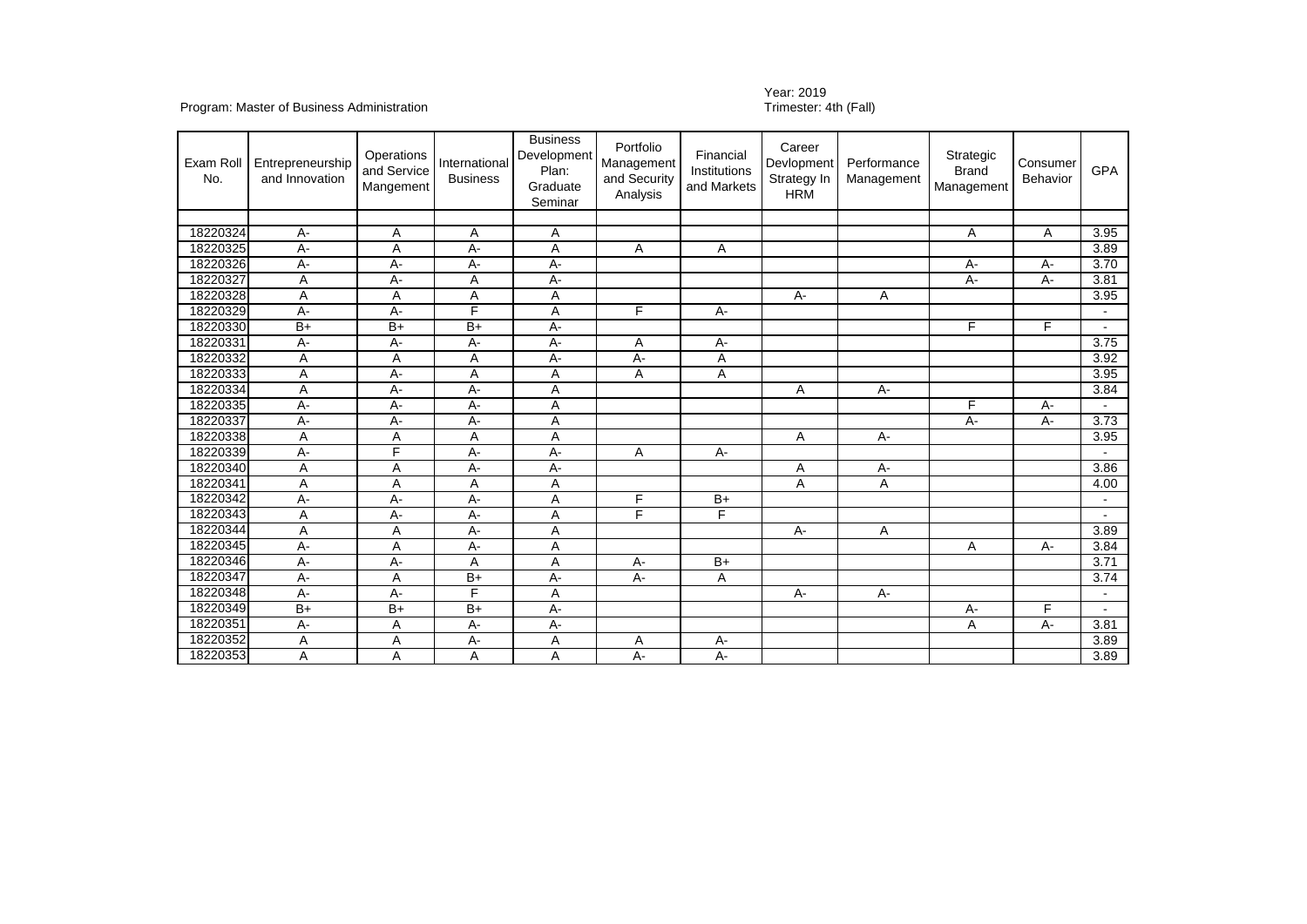Program: Master of Business Administration

Year: 2019
Trimester: 4th (Fall)

| Exam Roll No. | Entrepreneurship and Innovation | Operations and Service Mangement | International Business | Business Development Plan: Graduate Seminar | Portfolio Management and Security Analysis | Financial Institutions and Markets | Career Devlopment Strategy In HRM | Performance Management | Strategic Brand Management | Consumer Behavior | GPA |
|---|---|---|---|---|---|---|---|---|---|---|---|
| | | | | | | | | | | | |
| 18220324 | A- | A | A | A | | | | | A | A | 3.95 |
| 18220325 | A- | A | A- | A | A | A | | | | | 3.89 |
| 18220326 | A- | A- | A- | A- | | | | | A- | A- | 3.70 |
| 18220327 | A | A- | A | A- | | | | | A- | A- | 3.81 |
| 18220328 | A | A | A | A | | | A- | A | | | 3.95 |
| 18220329 | A- | A- | F | A | F | A- | | | | | - |
| 18220330 | B+ | B+ | B+ | A- | | | | | F | F | - |
| 18220331 | A- | A- | A- | A- | A | A- | | | | | 3.75 |
| 18220332 | A | A | A | A- | A- | A | | | | | 3.92 |
| 18220333 | A | A- | A | A | A | A | | | | | 3.95 |
| 18220334 | A | A- | A- | A | | | A | A- | | | 3.84 |
| 18220335 | A- | A- | A- | A | | | | | F | A- | - |
| 18220337 | A- | A- | A- | A | | | | | A- | A- | 3.73 |
| 18220338 | A | A | A | A | | | A | A- | | | 3.95 |
| 18220339 | A- | F | A- | A- | A | A- | | | | | - |
| 18220340 | A | A | A- | A- | | | A | A- | | | 3.86 |
| 18220341 | A | A | A | A | | | A | A | | | 4.00 |
| 18220342 | A- | A- | A- | A | F | B+ | | | | | - |
| 18220343 | A | A- | A- | A | F | F | | | | | - |
| 18220344 | A | A | A- | A | | | A- | A | | | 3.89 |
| 18220345 | A- | A | A- | A | | | | | A | A- | 3.84 |
| 18220346 | A- | A- | A | A | A- | B+ | | | | | 3.71 |
| 18220347 | A- | A | B+ | A- | A- | A | | | | | 3.74 |
| 18220348 | A- | A- | F | A | | | A- | A- | | | - |
| 18220349 | B+ | B+ | B+ | A- | | | | | A- | F | - |
| 18220351 | A- | A | A- | A- | | | | | A | A- | 3.81 |
| 18220352 | A | A | A- | A | A | A- | | | | | 3.89 |
| 18220353 | A | A | A | A | A- | A- | | | | | 3.89 |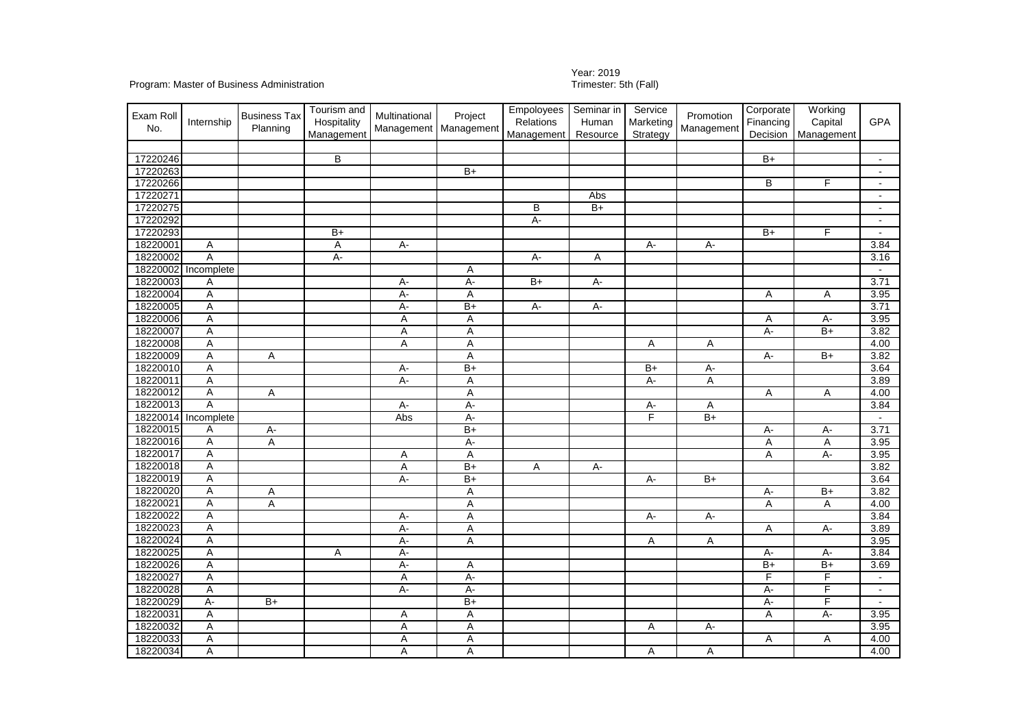Program: Master of Business Administration

Year: 2019
Trimester: 5th (Fall)

| Exam Roll No. | Internship | Business Tax Planning | Tourism and Hospitality Management | Multinational Management | Project Management | Empoloyees Relations Management | Seminar in Human Resource | Service Marketing Strategy | Promotion Management | Corporate Financing Decision | Working Capital Management | GPA |
|---|---|---|---|---|---|---|---|---|---|---|---|---|
| | | | | | | | | | | | | |
| 17220246 | | | B | | | | | | | B+ | | - |
| 17220263 | | | | | B+ | | | | | | | - |
| 17220266 | | | | | | | | | | B | F | - |
| 17220271 | | | | | | | Abs | | | | | - |
| 17220275 | | | | | | B | B+ | | | | | - |
| 17220292 | | | | | | A- | | | | | | - |
| 17220293 | | | B+ | | | | | | | B+ | F | - |
| 18220001 | A | | A | A- | | | | A- | A- | | | 3.84 |
| 18220002 | A | | A- | | | A- | A | | | | | 3.16 |
| 18220002 | Incomplete | | | | A | | | | | | | - |
| 18220003 | A | | | A- | A- | B+ | A- | | | | | 3.71 |
| 18220004 | A | | | A- | A | | | | | A | A | 3.95 |
| 18220005 | A | | | A- | B+ | A- | A- | | | | | 3.71 |
| 18220006 | A | | | A | A | | | | | A | A- | 3.95 |
| 18220007 | A | | | A | A | | | | | A- | B+ | 3.82 |
| 18220008 | A | | | A | A | | | A | A | | | 4.00 |
| 18220009 | A | A | | | A | | | | | A- | B+ | 3.82 |
| 18220010 | A | | | A- | B+ | | | B+ | A- | | | 3.64 |
| 18220011 | A | | | A- | A | | | A- | A | | | 3.89 |
| 18220012 | A | A | | | A | | | | | A | A | 4.00 |
| 18220013 | A | | | A- | A- | | | A- | A | | | 3.84 |
| 18220014 | Incomplete | | | Abs | A- | | | F | B+ | | | - |
| 18220015 | A | A- | | | B+ | | | | | A- | A- | 3.71 |
| 18220016 | A | A | | | A- | | | | | A | A | 3.95 |
| 18220017 | A | | | A | A | | | | | A | A- | 3.95 |
| 18220018 | A | | | A | B+ | A | A- | | | | | 3.82 |
| 18220019 | A | | | A- | B+ | | | A- | B+ | | | 3.64 |
| 18220020 | A | A | | | A | | | | | A- | B+ | 3.82 |
| 18220021 | A | A | | | A | | | | | A | A | 4.00 |
| 18220022 | A | | | A- | A | | | A- | A- | | | 3.84 |
| 18220023 | A | | | A- | A | | | | | A | A- | 3.89 |
| 18220024 | A | | | A- | A | | | A | A | | | 3.95 |
| 18220025 | A | | A | A- | | | | | | A- | A- | 3.84 |
| 18220026 | A | | | A- | A | | | | | B+ | B+ | 3.69 |
| 18220027 | A | | | A | A- | | | | | F | F | - |
| 18220028 | A | | | A- | A- | | | | | A- | F | - |
| 18220029 | A- | B+ | | | B+ | | | | | A- | F | - |
| 18220031 | A | | | A | A | | | | | A | A- | 3.95 |
| 18220032 | A | | | A | A | | | A | A- | | | 3.95 |
| 18220033 | A | | | A | A | | | | | A | A | 4.00 |
| 18220034 | A | | | A | A | | | A | A | | | 4.00 |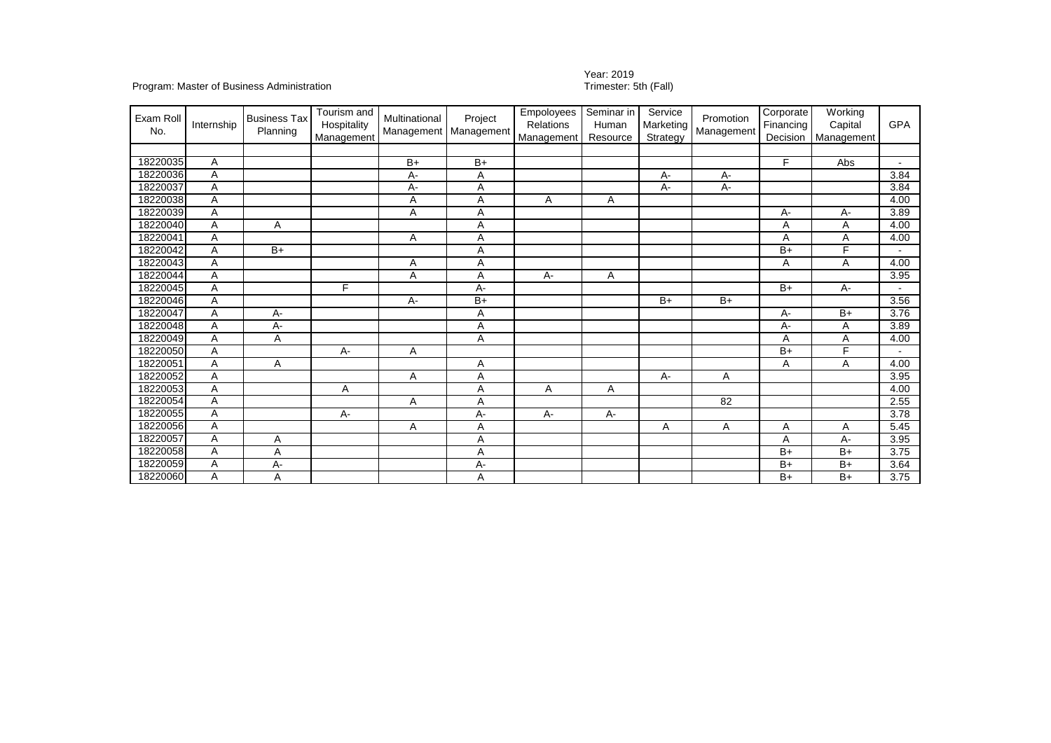Program: Master of Business Administration

Year: 2019
Trimester: 5th (Fall)

| Exam Roll No. | Internship | Business Tax Planning | Tourism and Hospitality Management | Multinational Management | Project Management | Empoloyees Relations Management | Seminar in Human Resource | Service Marketing Strategy | Promotion Management | Corporate Financing Decision | Working Capital Management | GPA |
|---|---|---|---|---|---|---|---|---|---|---|---|---|
| | | | | | | | | | | | | |
| 18220035 | A | | | B+ | B+ | | | | | F | Abs | - |
| 18220036 | A | | | A- | A | | | A- | A- | | | 3.84 |
| 18220037 | A | | | A- | A | | | A- | A- | | | 3.84 |
| 18220038 | A | | | A | A | A | A | | | | | 4.00 |
| 18220039 | A | | | A | A | | | | | A- | A- | 3.89 |
| 18220040 | A | A | | | A | | | | | A | A | 4.00 |
| 18220041 | A | | | A | A | | | | | A | A | 4.00 |
| 18220042 | A | B+ | | | A | | | | | B+ | F | - |
| 18220043 | A | | | A | A | | | | | A | A | 4.00 |
| 18220044 | A | | | A | A | A- | A | | | | | 3.95 |
| 18220045 | A | | F | | A- | | | | | B+ | A- | - |
| 18220046 | A | | | A- | B+ | | | B+ | B+ | | | 3.56 |
| 18220047 | A | A- | | | A | | | | | A- | B+ | 3.76 |
| 18220048 | A | A- | | | A | | | | | A- | A | 3.89 |
| 18220049 | A | A | | | A | | | | | A | A | 4.00 |
| 18220050 | A | | A- | A | | | | | | B+ | F | - |
| 18220051 | A | A | | | A | | | | | A | A | 4.00 |
| 18220052 | A | | | A | A | | | A- | A | | | 3.95 |
| 18220053 | A | | A | | A | A | A | | | | | 4.00 |
| 18220054 | A | | | A | A | | | | 82 | | | 2.55 |
| 18220055 | A | | A- | | A- | A- | A- | | | | | 3.78 |
| 18220056 | A | | | A | A | | | A | A | A | A | 5.45 |
| 18220057 | A | A | | | A | | | | | A | A- | 3.95 |
| 18220058 | A | A | | | A | | | | | B+ | B+ | 3.75 |
| 18220059 | A | A- | | | A- | | | | | B+ | B+ | 3.64 |
| 18220060 | A | A | | | A | | | | | B+ | B+ | 3.75 |